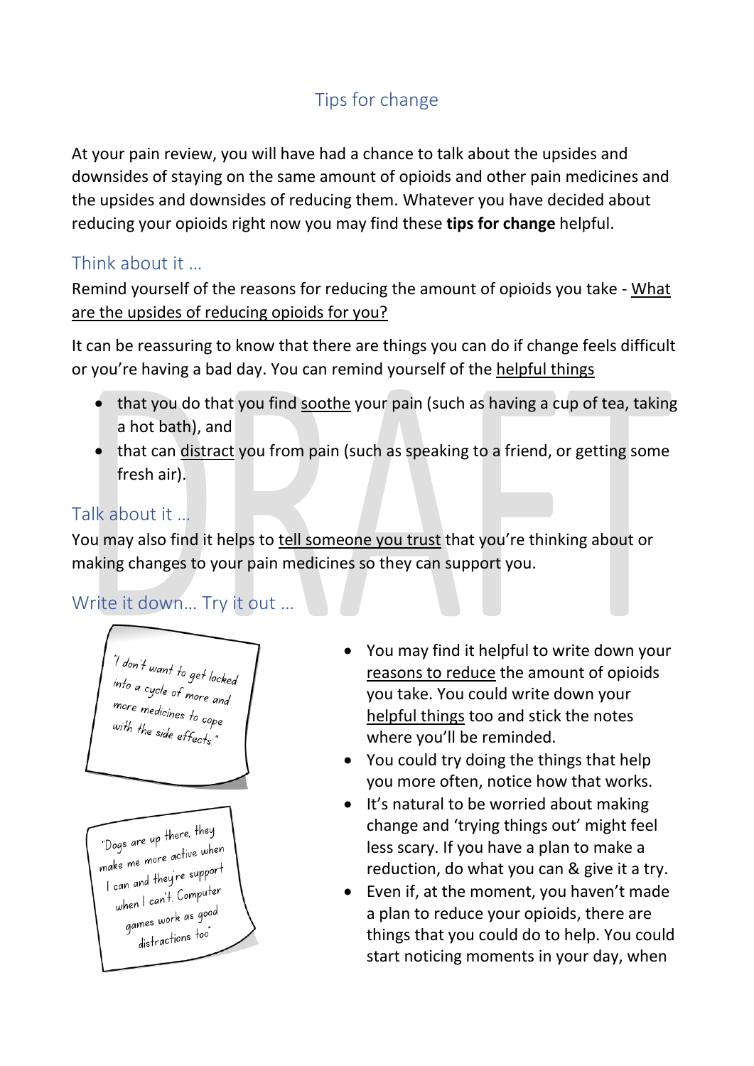# Tips for change

At your pain review, you will have had a chance to talk about the upsides and downsides of staying on the same amount of opioids and other pain medicines and the upsides and downsides of reducing them. Whatever you have decided about reducing your opioids right now you may find these **tips for change** helpful.

## Think about it …

Remind yourself of the reasons for reducing the amount of opioids you take - What are the upsides of reducing opioids for you?

It can be reassuring to know that there are things you can do if change feels difficult or you're having a bad day. You can remind yourself of the helpful things

- that you do that you find soothe your pain (such as having a cup of tea, taking a hot bath), and
- that can distract you from pain (such as speaking to a friend, or getting some fresh air).

## Talk about it …

You may also find it helps to tell someone you trust that you're thinking about or making changes to your pain medicines so they can support you.

## Write it down… Try it out …

"I don't want to get locked into a cycle of more and more medicines to cope with the side effects."

"Dogs are up there, they make me more active when I can and they're support when I can't. Computer games work as good distractions too"

- You may find it helpful to write down your reasons to reduce the amount of opioids you take. You could write down your helpful things too and stick the notes where you'll be reminded.
- You could try doing the things that help you more often, notice how that works.
- It's natural to be worried about making change and 'trying things out' might feel less scary. If you have a plan to make a reduction, do what you can & give it a try.
- Even if, at the moment, you haven't made a plan to reduce your opioids, there are things that you could do to help. You could start noticing moments in your day, when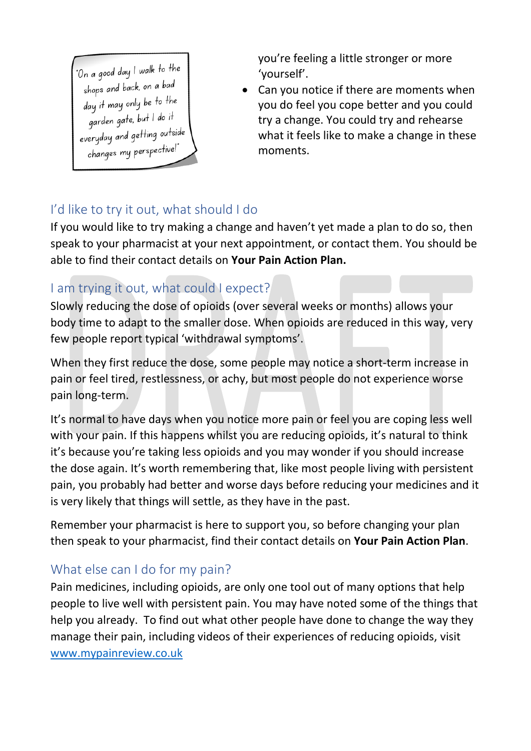"On a good day I walk to the shops and back, on a bad day it may only be to the garden gate, but I do it everyday and getting outside changes my perspective!"

you're feeling a little stronger or more 'yourself'.

- Can you notice if there are moments when you do feel you cope better and you could try a change. You could try and rehearse what it feels like to make a change in these moments.

## I'd like to try it out, what should I do

If you would like to try making a change and haven't yet made a plan to do so, then speak to your pharmacist at your next appointment, or contact them. You should be able to find their contact details on **Your Pain Action Plan.**

## I am trying it out, what could I expect?

Slowly reducing the dose of opioids (over several weeks or months) allows your body time to adapt to the smaller dose. When opioids are reduced in this way, very few people report typical 'withdrawal symptoms'.

When they first reduce the dose, some people may notice a short-term increase in pain or feel tired, restlessness, or achy, but most people do not experience worse pain long-term.

It's normal to have days when you notice more pain or feel you are coping less well with your pain. If this happens whilst you are reducing opioids, it's natural to think it's because you're taking less opioids and you may wonder if you should increase the dose again. It's worth remembering that, like most people living with persistent pain, you probably had better and worse days before reducing your medicines and it is very likely that things will settle, as they have in the past.

Remember your pharmacist is here to support you, so before changing your plan then speak to your pharmacist, find their contact details on **Your Pain Action Plan**.

## What else can I do for my pain?

Pain medicines, including opioids, are only one tool out of many options that help people to live well with persistent pain. You may have noted some of the things that help you already. To find out what other people have done to change the way they manage their pain, including videos of their experiences of reducing opioids, visit [www.mypainreview.co.uk](http://www.mypainreview.co.uk)